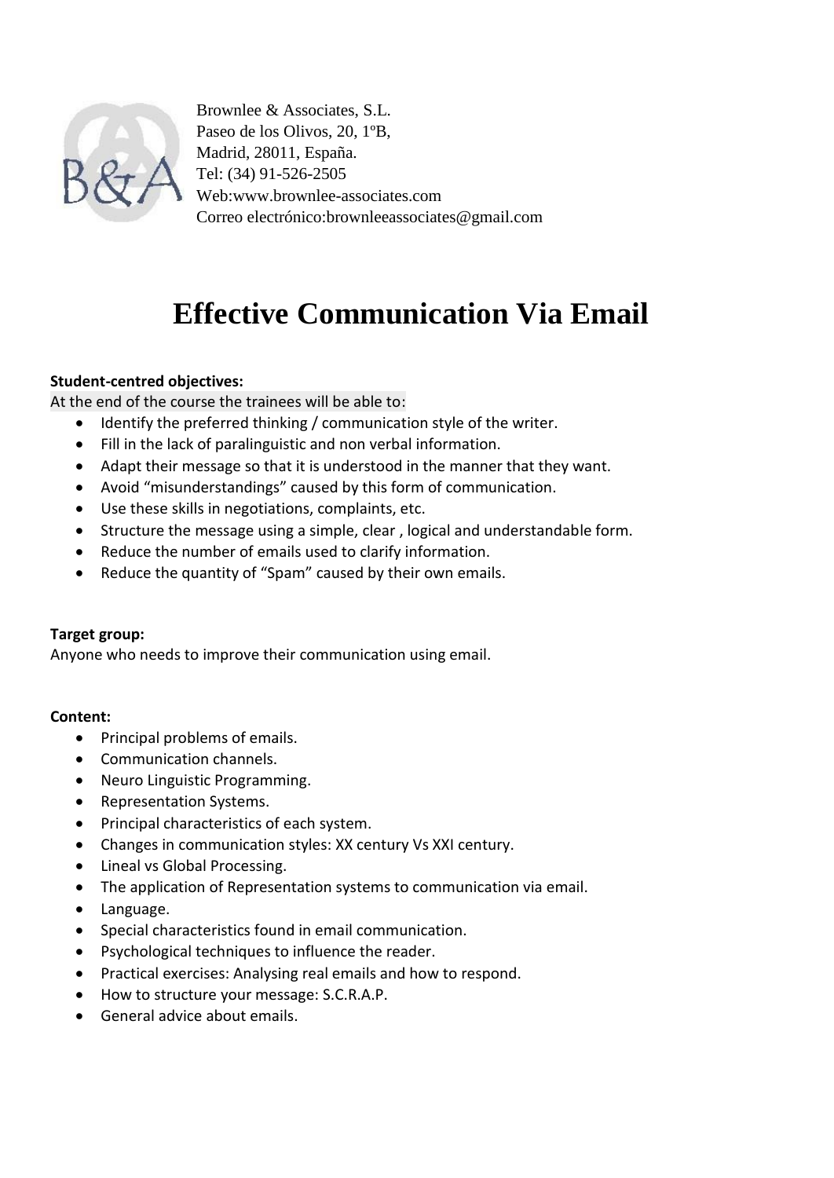Brownlee & Associates, S.L.
Paseo de los Olivos, 20, 1ºB,
Madrid, 28011, España.
Tel: (34) 91-526-2505
Web:www.brownlee-associates.com
Correo electrónico:brownleeassociates@gmail.com

# Effective Communication Via Email

**Student-centred objectives:**

At the end of the course the trainees will be able to:

- Identify the preferred thinking / communication style of the writer.
- Fill in the lack of paralinguistic and non verbal information.
- Adapt their message so that it is understood in the manner that they want.
- Avoid “misunderstandings” caused by this form of communication.
- Use these skills in negotiations, complaints, etc.
- Structure the message using a simple, clear , logical and understandable form.
- Reduce the number of emails used to clarify information.
- Reduce the quantity of “Spam” caused by their own emails.

**Target group:**

Anyone who needs to improve their communication using email.

**Content:**

- Principal problems of emails.
- Communication channels.
- Neuro Linguistic Programming.
- Representation Systems.
- Principal characteristics of each system.
- Changes in communication styles: XX century Vs XXI century.
- Lineal vs Global Processing.
- The application of Representation systems to communication via email.
- Language.
- Special characteristics found in email communication.
- Psychological techniques to influence the reader.
- Practical exercises: Analysing real emails and how to respond.
- How to structure your message: S.C.R.A.P.
- General advice about emails.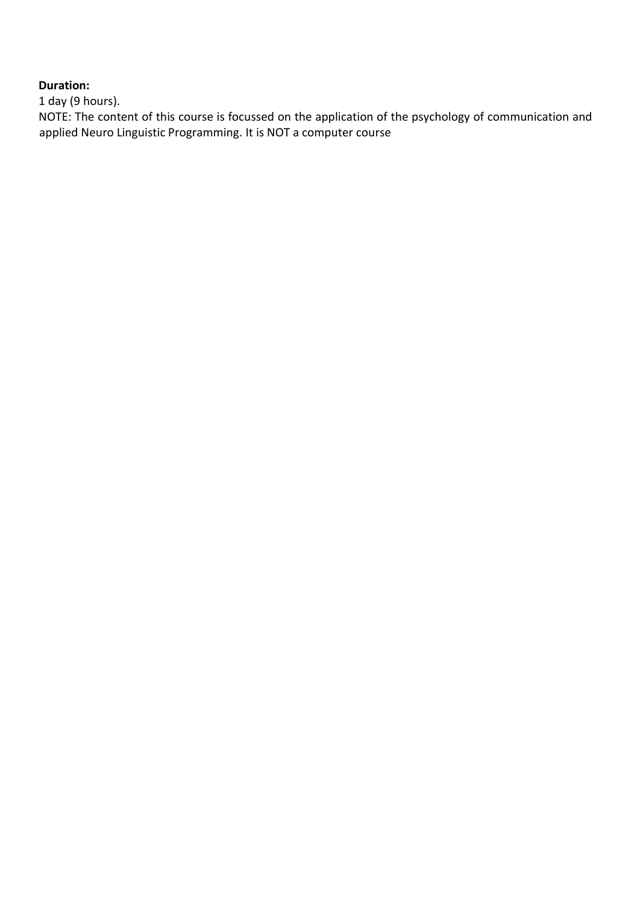**Duration:**

1 day (9 hours).

NOTE: The content of this course is focussed on the application of the psychology of communication and applied Neuro Linguistic Programming. It is NOT a computer course